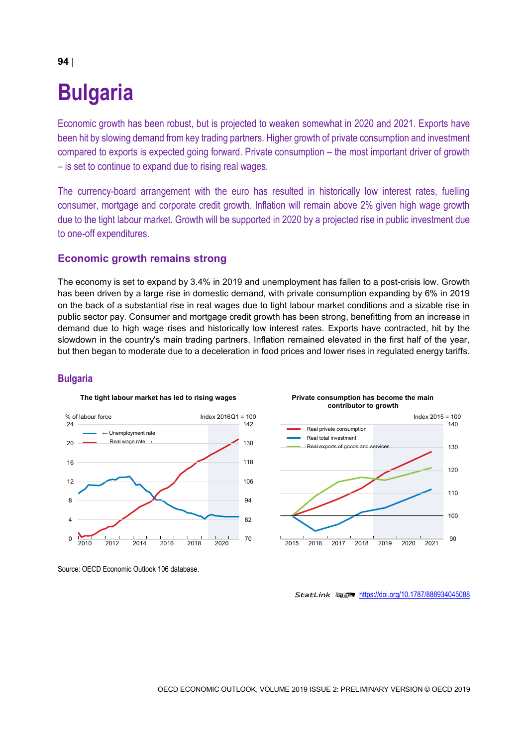# Bulgaria

Economic growth has been robust, but is projected to weaken somewhat in 2020 and 2021. Exports have been hit by slowing demand from key trading partners. Higher growth of private consumption and investment compared to exports is expected going forward. Private consumption – the most important driver of growth – is set to continue to expand due to rising real wages.

The currency-board arrangement with the euro has resulted in historically low interest rates, fuelling consumer, mortgage and corporate credit growth. Inflation will remain above 2% given high wage growth due to the tight labour market. Growth will be supported in 2020 by a projected rise in public investment due to one-off expenditures.

## Economic growth remains strong

The economy is set to expand by 3.4% in 2019 and unemployment has fallen to a post-crisis low. Growth has been driven by a large rise in domestic demand, with private consumption expanding by 6% in 2019 on the back of a substantial rise in real wages due to tight labour market conditions and a sizable rise in public sector pay. Consumer and mortgage credit growth has been strong, benefitting from an increase in demand due to high wage rises and historically low interest rates. Exports have contracted, hit by the slowdown in the country's main trading partners. Inflation remained elevated in the first half of the year, but then began to moderate due to a deceleration in food prices and lower rises in regulated energy tariffs.

### Bulgaria

**The tight labour market has led to rising wages**

**Private consumption has become the main contributor to growth**

Source: OECD Economic Outlook 106 database.

StatLink https://doi.org/10.1787/888934045088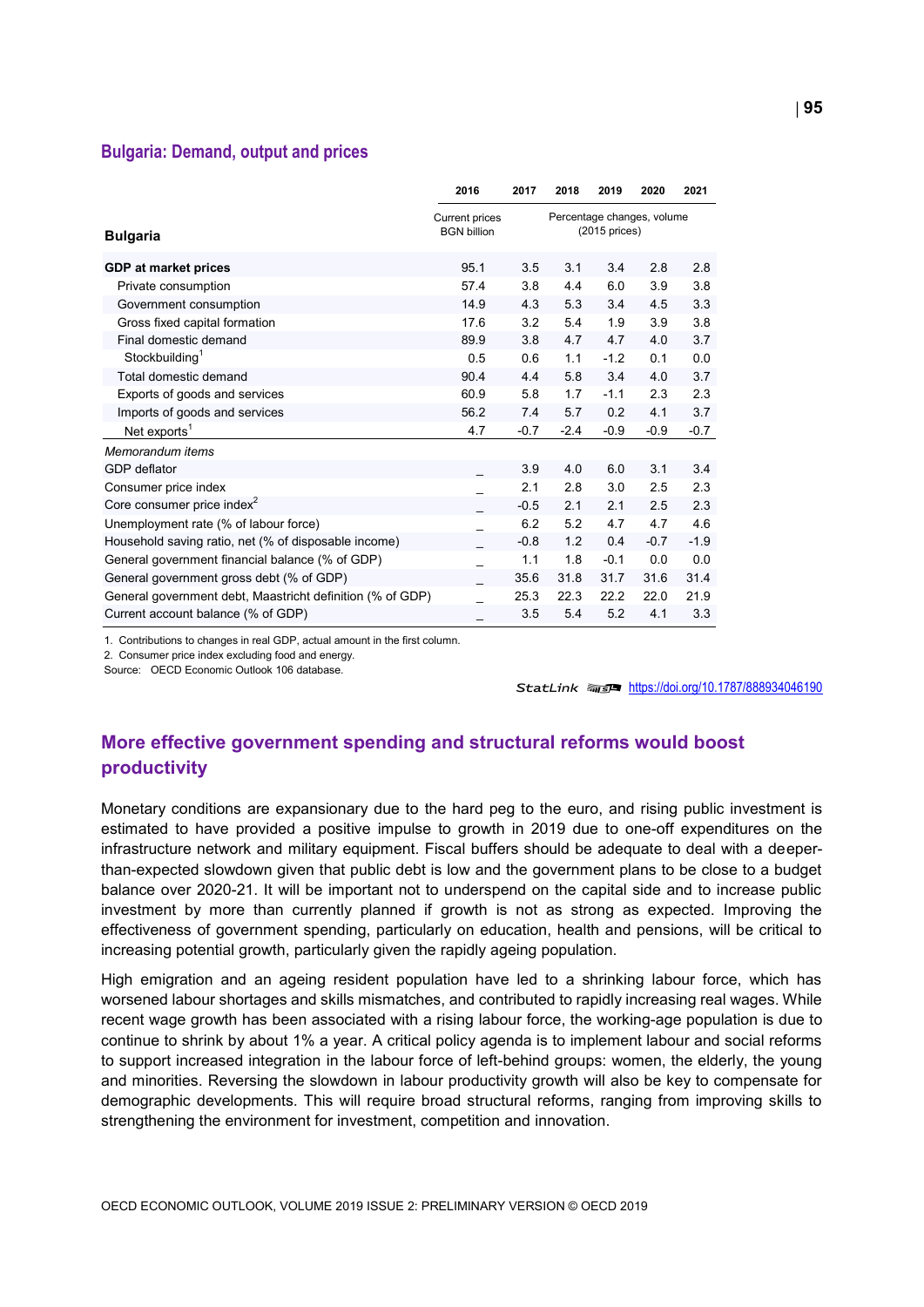## Bulgaria: Demand, output and prices

| Bulgaria | 2016 | 2017 | 2018 | 2019 | 2020 | 2021 |
|---|---|---|---|---|---|---|
| | Current prices BGN billion | Percentage changes, volume (2015 prices) | | | | |
| **GDP at market prices** | 95.1 | 3.5 | 3.1 | 3.4 | 2.8 | 2.8 |
| Private consumption | 57.4 | 3.8 | 4.4 | 6.0 | 3.9 | 3.8 |
| Government consumption | 14.9 | 4.3 | 5.3 | 3.4 | 4.5 | 3.3 |
| Gross fixed capital formation | 17.6 | 3.2 | 5.4 | 1.9 | 3.9 | 3.8 |
| Final domestic demand | 89.9 | 3.8 | 4.7 | 4.7 | 4.0 | 3.7 |
| Stockbuilding[1] | 0.5 | 0.6 | 1.1 | -1.2 | 0.1 | 0.0 |
| Total domestic demand | 90.4 | 4.4 | 5.8 | 3.4 | 4.0 | 3.7 |
| Exports of goods and services | 60.9 | 5.8 | 1.7 | -1.1 | 2.3 | 2.3 |
| Imports of goods and services | 56.2 | 7.4 | 5.7 | 0.2 | 4.1 | 3.7 |
| Net exports[1] | 4.7 | -0.7 | -2.4 | -0.9 | -0.9 | -0.7 |
| *Memorandum items* | | | | | | |
| GDP deflator | _ | 3.9 | 4.0 | 6.0 | 3.1 | 3.4 |
| Consumer price index | _ | 2.1 | 2.8 | 3.0 | 2.5 | 2.3 |
| Core consumer price index[2] | _ | -0.5 | 2.1 | 2.1 | 2.5 | 2.3 |
| Unemployment rate (% of labour force) | _ | 6.2 | 5.2 | 4.7 | 4.7 | 4.6 |
| Household saving ratio, net (% of disposable income) | _ | -0.8 | 1.2 | 0.4 | -0.7 | -1.9 |
| General government financial balance (% of GDP) | _ | 1.1 | 1.8 | -0.1 | 0.0 | 0.0 |
| General government gross debt (% of GDP) | _ | 35.6 | 31.8 | 31.7 | 31.6 | 31.4 |
| General government debt, Maastricht definition (% of GDP) | _ | 25.3 | 22.3 | 22.2 | 22.0 | 21.9 |
| Current account balance (% of GDP) | _ | 3.5 | 5.4 | 5.2 | 4.1 | 3.3 |

1. Contributions to changes in real GDP, actual amount in the first column.
2. Consumer price index excluding food and energy.
Source: OECD Economic Outlook 106 database.

StatLink https://doi.org/10.1787/888934046190

## More effective government spending and structural reforms would boost productivity

Monetary conditions are expansionary due to the hard peg to the euro, and rising public investment is estimated to have provided a positive impulse to growth in 2019 due to one-off expenditures on the infrastructure network and military equipment. Fiscal buffers should be adequate to deal with a deeper-than-expected slowdown given that public debt is low and the government plans to be close to a budget balance over 2020-21. It will be important not to underspend on the capital side and to increase public investment by more than currently planned if growth is not as strong as expected. Improving the effectiveness of government spending, particularly on education, health and pensions, will be critical to increasing potential growth, particularly given the rapidly ageing population.

High emigration and an ageing resident population have led to a shrinking labour force, which has worsened labour shortages and skills mismatches, and contributed to rapidly increasing real wages. While recent wage growth has been associated with a rising labour force, the working-age population is due to continue to shrink by about 1% a year. A critical policy agenda is to implement labour and social reforms to support increased integration in the labour force of left-behind groups: women, the elderly, the young and minorities. Reversing the slowdown in labour productivity growth will also be key to compensate for demographic developments. This will require broad structural reforms, ranging from improving skills to strengthening the environment for investment, competition and innovation.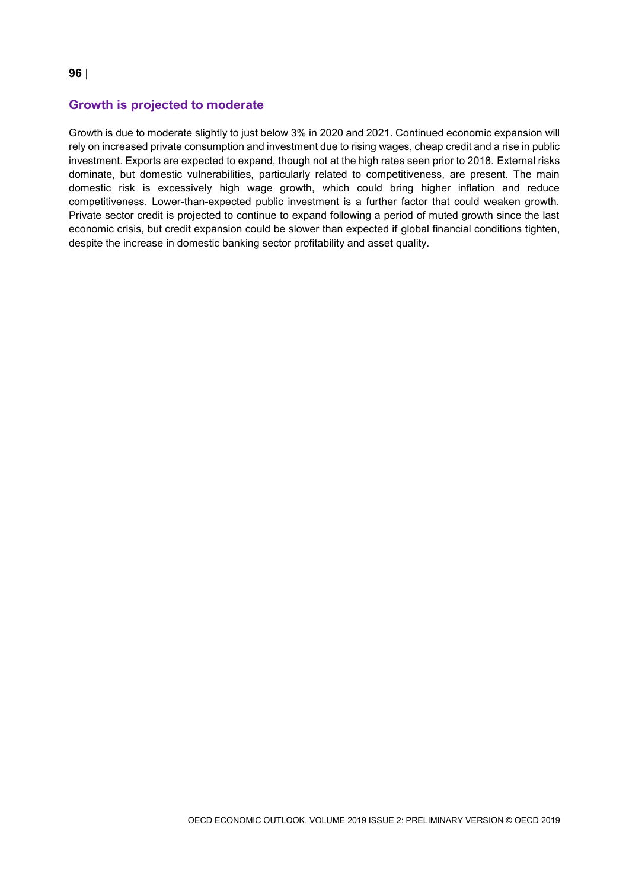## Growth is projected to moderate

Growth is due to moderate slightly to just below 3% in 2020 and 2021. Continued economic expansion will rely on increased private consumption and investment due to rising wages, cheap credit and a rise in public investment. Exports are expected to expand, though not at the high rates seen prior to 2018. External risks dominate, but domestic vulnerabilities, particularly related to competitiveness, are present. The main domestic risk is excessively high wage growth, which could bring higher inflation and reduce competitiveness. Lower-than-expected public investment is a further factor that could weaken growth. Private sector credit is projected to continue to expand following a period of muted growth since the last economic crisis, but credit expansion could be slower than expected if global financial conditions tighten, despite the increase in domestic banking sector profitability and asset quality.